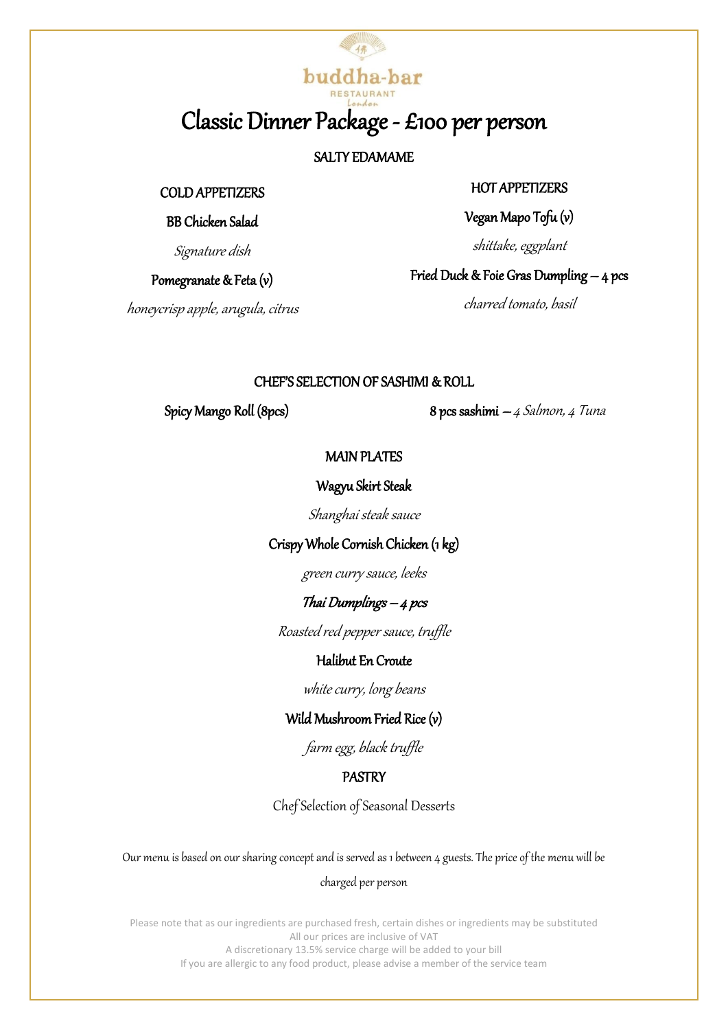buddha-bar

RESTAURANT

London

# Classic Dinner Package - £100 per person

SALTY EDAMAME

## COLD APPETIZERS

**BB Chicken Salad**

*Signature dish*

**Pomegranate & Feta (v)**

*honeycrisp apple, arugula, citrus*

## HOT APPETIZERS

**Vegan Mapo Tofu (v)**

*shittake, eggplant*

**Fried Duck & Foie Gras Dumpling – 4 pcs**

*charred tomato, basil*

## CHEF'S SELECTION OF SASHIMI & ROLL

**Spicy Mango Roll (8pcs)**

**8 pcs sashimi** – *4 Salmon, 4 Tuna*

## MAIN PLATES

**Wagyu Skirt Steak**

*Shanghai steak sauce*

**Crispy Whole Cornish Chicken (1 kg)**

*green curry sauce, leeks*

***Thai Dumplings – 4 pcs***

*Roasted red pepper sauce, truffle*

**Halibut En Croute**

*white curry, long beans*

**Wild Mushroom Fried Rice (v)**

*farm egg, black truffle*

## PASTRY

Chef Selection of Seasonal Desserts

Our menu is based on our sharing concept and is served as 1 between 4 guests. The price of the menu will be charged per person

Please note that as our ingredients are purchased fresh, certain dishes or ingredients may be substituted
All our prices are inclusive of VAT
A discretionary 13.5% service charge will be added to your bill
If you are allergic to any food product, please advise a member of the service team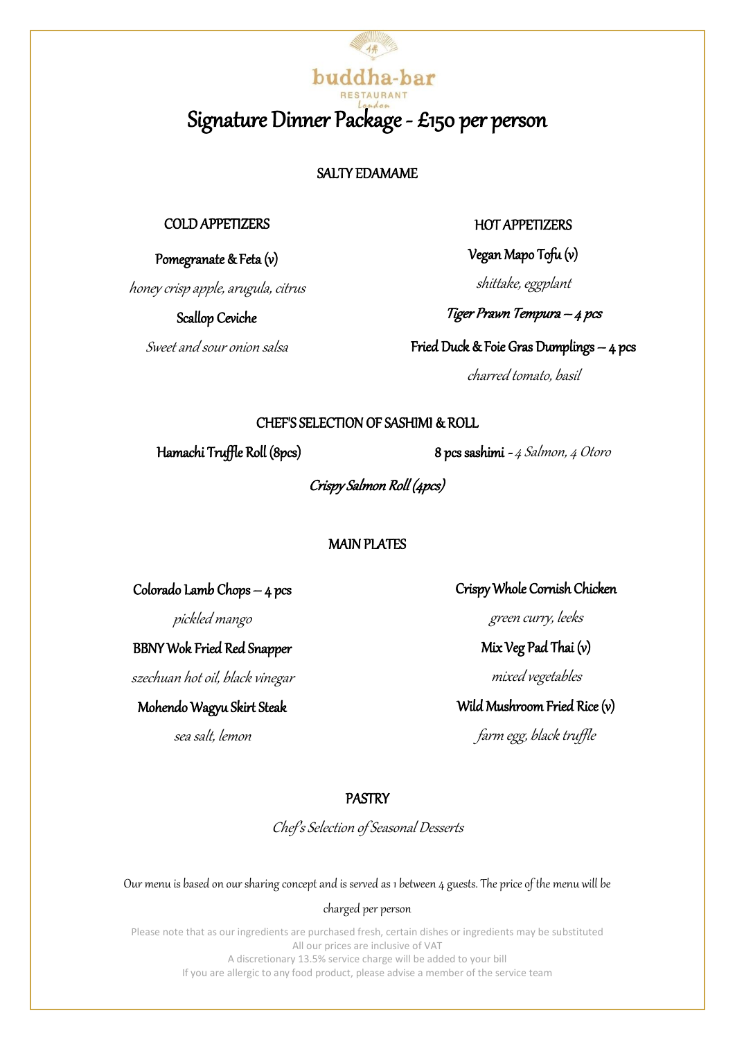buddha-bar
RESTAURANT
London

# Signature Dinner Package - £150 per person

## SALTY EDAMAME

## COLD APPETIZERS

Pomegranate & Feta (v)

*honey crisp apple, arugula, citrus*

Scallop Ceviche

*Sweet and sour onion salsa*

## HOT APPETIZERS

Vegan Mapo Tofu (v)

*shittake, eggplant*

*Tiger Prawn Tempura – 4 pcs*

Fried Duck & Foie Gras Dumplings – 4 pcs

*charred tomato, basil*

## CHEF'S SELECTION OF SASHIMI & ROLL

Hamachi Truffle Roll (8pcs)

8 pcs sashimi - *4 Salmon, 4 Otoro*

*Crispy Salmon Roll (4pcs)*

## MAIN PLATES

Colorado Lamb Chops – 4 pcs

*pickled mango*

BBNY Wok Fried Red Snapper

*szechuan hot oil, black vinegar*

Mohendo Wagyu Skirt Steak

*sea salt, lemon*

Crispy Whole Cornish Chicken

*green curry, leeks*

Mix Veg Pad Thai (v)

*mixed vegetables*

Wild Mushroom Fried Rice (v)

*farm egg, black truffle*

## PASTRY

*Chef's Selection of Seasonal Desserts*

Our menu is based on our sharing concept and is served as 1 between 4 guests. The price of the menu will be charged per person

Please note that as our ingredients are purchased fresh, certain dishes or ingredients may be substituted
All our prices are inclusive of VAT
A discretionary 13.5% service charge will be added to your bill
If you are allergic to any food product, please advise a member of the service team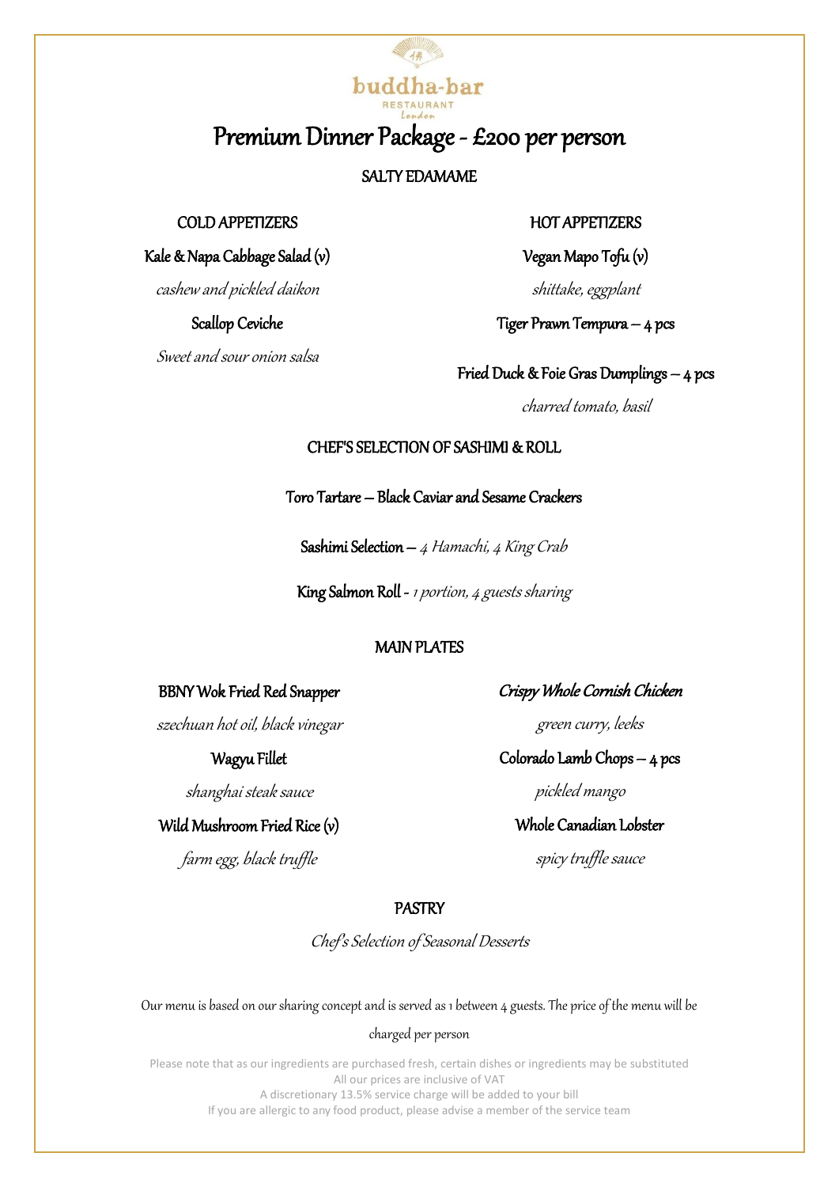buddha-bar
RESTAURANT
London

# Premium Dinner Package - £200 per person

## SALTY EDAMAME

### COLD APPETIZERS

**Kale & Napa Cabbage Salad (v)**

*cashew and pickled daikon*

**Scallop Ceviche**

*Sweet and sour onion salsa*

### HOT APPETIZERS

**Vegan Mapo Tofu (v)**

*shittake, eggplant*

**Tiger Prawn Tempura – 4 pcs**

**Fried Duck & Foie Gras Dumplings – 4 pcs**

*charred tomato, basil*

## CHEF'S SELECTION OF SASHIMI & ROLL

**Toro Tartare – Black Caviar and Sesame Crackers**

**Sashimi Selection** – *4 Hamachi, 4 King Crab*

**King Salmon Roll** - *1 portion, 4 guests sharing*

## MAIN PLATES

**BBNY Wok Fried Red Snapper**

*szechuan hot oil, black vinegar*

**Wagyu Fillet**

*shanghai steak sauce*

**Wild Mushroom Fried Rice (v)**

*farm egg, black truffle*

***Crispy Whole Cornish Chicken***

*green curry, leeks*

**Colorado Lamb Chops – 4 pcs**

*pickled mango*

**Whole Canadian Lobster**

*spicy truffle sauce*

## PASTRY

*Chef's Selection of Seasonal Desserts*

Our menu is based on our sharing concept and is served as 1 between 4 guests. The price of the menu will be charged per person

Please note that as our ingredients are purchased fresh, certain dishes or ingredients may be substituted
All our prices are inclusive of VAT
A discretionary 13.5% service charge will be added to your bill
If you are allergic to any food product, please advise a member of the service team